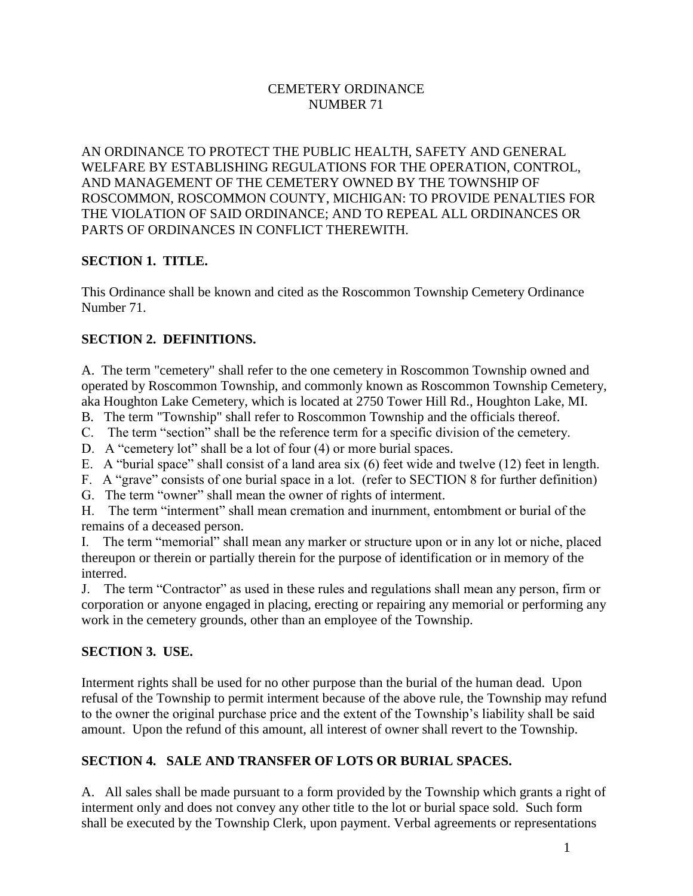# CEMETERY ORDINANCE
# NUMBER 71

AN ORDINANCE TO PROTECT THE PUBLIC HEALTH, SAFETY AND GENERAL WELFARE BY ESTABLISHING REGULATIONS FOR THE OPERATION, CONTROL, AND MANAGEMENT OF THE CEMETERY OWNED BY THE TOWNSHIP OF ROSCOMMON, ROSCOMMON COUNTY, MICHIGAN: TO PROVIDE PENALTIES FOR THE VIOLATION OF SAID ORDINANCE; AND TO REPEAL ALL ORDINANCES OR PARTS OF ORDINANCES IN CONFLICT THEREWITH.

## SECTION 1. TITLE.

This Ordinance shall be known and cited as the Roscommon Township Cemetery Ordinance Number 71.

## SECTION 2. DEFINITIONS.

A. The term "cemetery" shall refer to the one cemetery in Roscommon Township owned and operated by Roscommon Township, and commonly known as Roscommon Township Cemetery, aka Houghton Lake Cemetery, which is located at 2750 Tower Hill Rd., Houghton Lake, MI.

B. The term "Township" shall refer to Roscommon Township and the officials thereof.

C. The term "section" shall be the reference term for a specific division of the cemetery.

D. A "cemetery lot" shall be a lot of four (4) or more burial spaces.

E. A "burial space" shall consist of a land area six (6) feet wide and twelve (12) feet in length.

F. A "grave" consists of one burial space in a lot. (refer to SECTION 8 for further definition)

G. The term "owner" shall mean the owner of rights of interment.

H. The term "interment" shall mean cremation and inurnment, entombment or burial of the remains of a deceased person.

I. The term "memorial" shall mean any marker or structure upon or in any lot or niche, placed thereupon or therein or partially therein for the purpose of identification or in memory of the interred.

J. The term "Contractor" as used in these rules and regulations shall mean any person, firm or corporation or anyone engaged in placing, erecting or repairing any memorial or performing any work in the cemetery grounds, other than an employee of the Township.

## SECTION 3. USE.

Interment rights shall be used for no other purpose than the burial of the human dead. Upon refusal of the Township to permit interment because of the above rule, the Township may refund to the owner the original purchase price and the extent of the Township's liability shall be said amount. Upon the refund of this amount, all interest of owner shall revert to the Township.

## SECTION 4. SALE AND TRANSFER OF LOTS OR BURIAL SPACES.

A. All sales shall be made pursuant to a form provided by the Township which grants a right of interment only and does not convey any other title to the lot or burial space sold. Such form shall be executed by the Township Clerk, upon payment. Verbal agreements or representations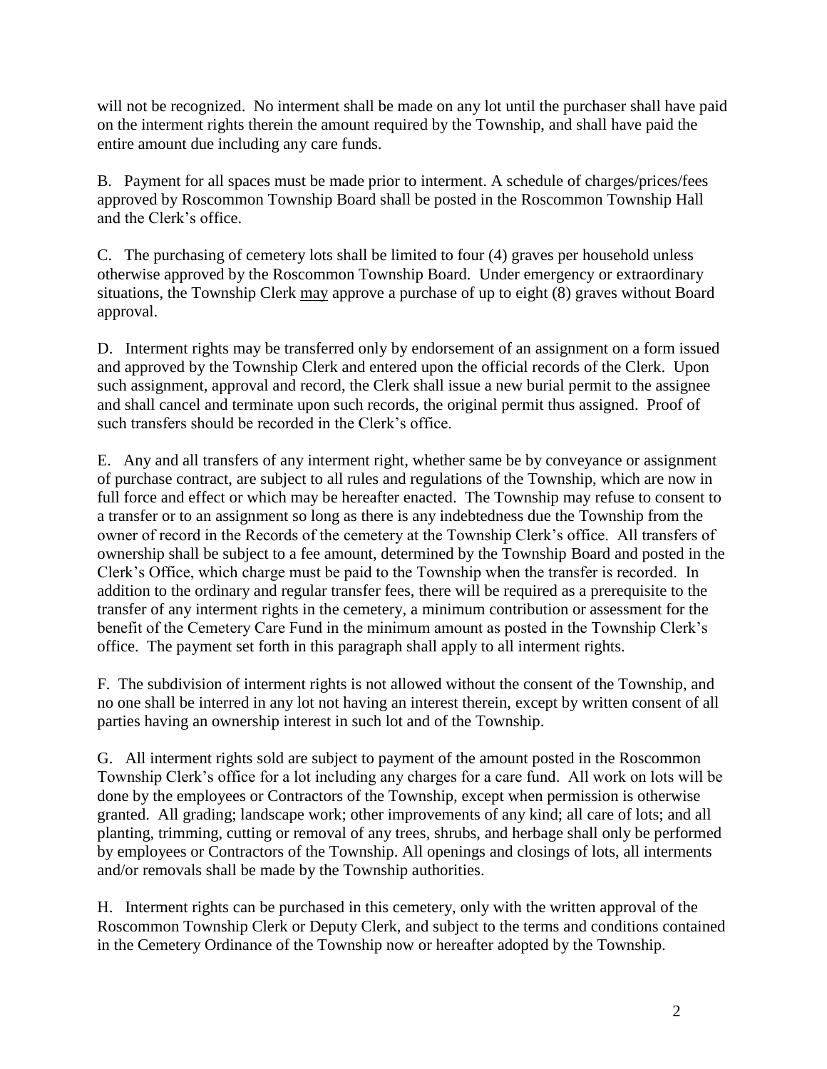will not be recognized. No interment shall be made on any lot until the purchaser shall have paid on the interment rights therein the amount required by the Township, and shall have paid the entire amount due including any care funds.

B. Payment for all spaces must be made prior to interment. A schedule of charges/prices/fees approved by Roscommon Township Board shall be posted in the Roscommon Township Hall and the Clerk's office.

C. The purchasing of cemetery lots shall be limited to four (4) graves per household unless otherwise approved by the Roscommon Township Board. Under emergency or extraordinary situations, the Township Clerk <u>may</u> approve a purchase of up to eight (8) graves without Board approval.

D. Interment rights may be transferred only by endorsement of an assignment on a form issued and approved by the Township Clerk and entered upon the official records of the Clerk. Upon such assignment, approval and record, the Clerk shall issue a new burial permit to the assignee and shall cancel and terminate upon such records, the original permit thus assigned. Proof of such transfers should be recorded in the Clerk's office.

E. Any and all transfers of any interment right, whether same be by conveyance or assignment of purchase contract, are subject to all rules and regulations of the Township, which are now in full force and effect or which may be hereafter enacted. The Township may refuse to consent to a transfer or to an assignment so long as there is any indebtedness due the Township from the owner of record in the Records of the cemetery at the Township Clerk's office. All transfers of ownership shall be subject to a fee amount, determined by the Township Board and posted in the Clerk's Office, which charge must be paid to the Township when the transfer is recorded. In addition to the ordinary and regular transfer fees, there will be required as a prerequisite to the transfer of any interment rights in the cemetery, a minimum contribution or assessment for the benefit of the Cemetery Care Fund in the minimum amount as posted in the Township Clerk's office. The payment set forth in this paragraph shall apply to all interment rights.

F. The subdivision of interment rights is not allowed without the consent of the Township, and no one shall be interred in any lot not having an interest therein, except by written consent of all parties having an ownership interest in such lot and of the Township.

G. All interment rights sold are subject to payment of the amount posted in the Roscommon Township Clerk's office for a lot including any charges for a care fund. All work on lots will be done by the employees or Contractors of the Township, except when permission is otherwise granted. All grading; landscape work; other improvements of any kind; all care of lots; and all planting, trimming, cutting or removal of any trees, shrubs, and herbage shall only be performed by employees or Contractors of the Township. All openings and closings of lots, all interments and/or removals shall be made by the Township authorities.

H. Interment rights can be purchased in this cemetery, only with the written approval of the Roscommon Township Clerk or Deputy Clerk, and subject to the terms and conditions contained in the Cemetery Ordinance of the Township now or hereafter adopted by the Township.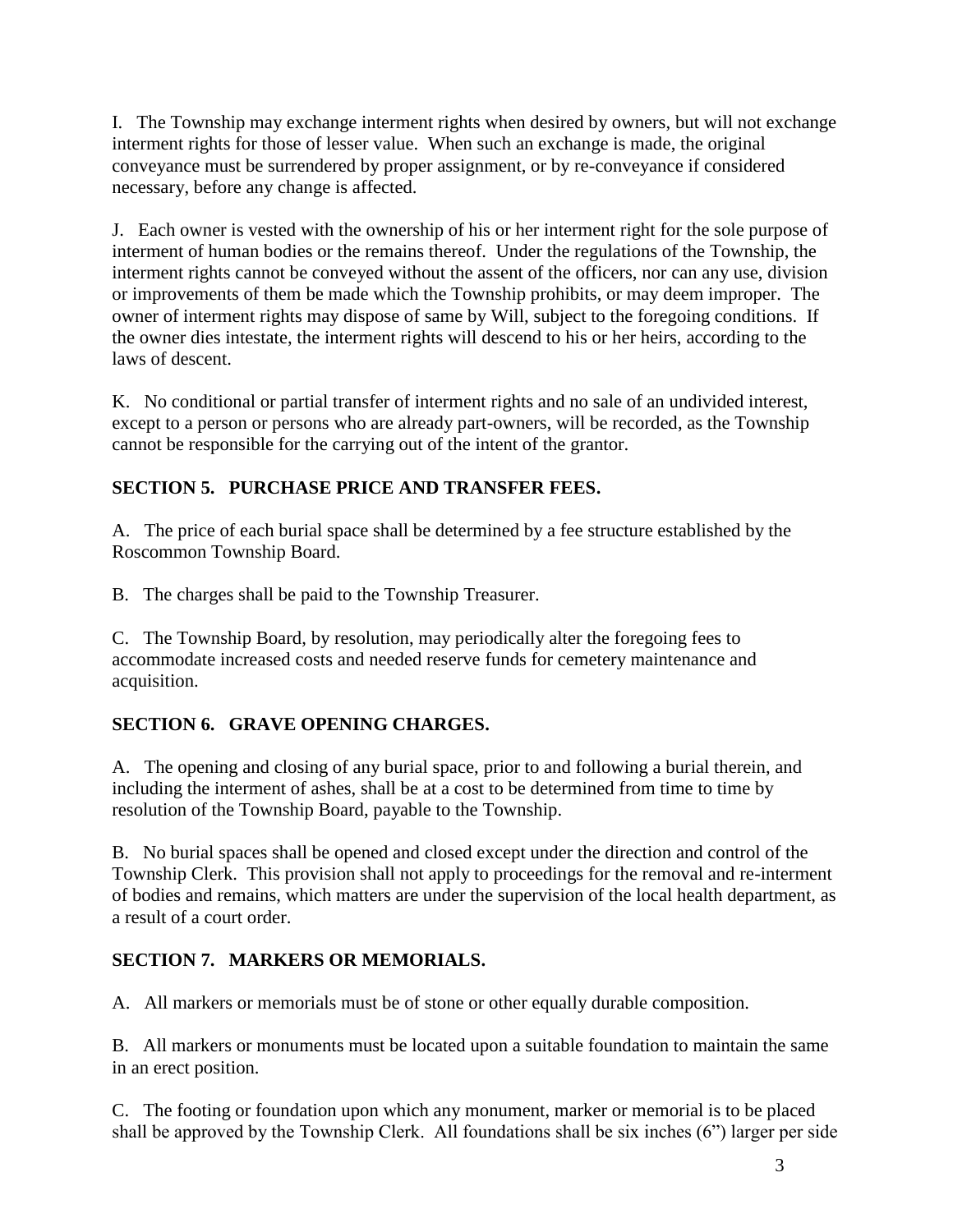I. The Township may exchange interment rights when desired by owners, but will not exchange interment rights for those of lesser value. When such an exchange is made, the original conveyance must be surrendered by proper assignment, or by re-conveyance if considered necessary, before any change is affected.

J. Each owner is vested with the ownership of his or her interment right for the sole purpose of interment of human bodies or the remains thereof. Under the regulations of the Township, the interment rights cannot be conveyed without the assent of the officers, nor can any use, division or improvements of them be made which the Township prohibits, or may deem improper. The owner of interment rights may dispose of same by Will, subject to the foregoing conditions. If the owner dies intestate, the interment rights will descend to his or her heirs, according to the laws of descent.

K. No conditional or partial transfer of interment rights and no sale of an undivided interest, except to a person or persons who are already part-owners, will be recorded, as the Township cannot be responsible for the carrying out of the intent of the grantor.

**SECTION 5. PURCHASE PRICE AND TRANSFER FEES.**

A. The price of each burial space shall be determined by a fee structure established by the Roscommon Township Board.

B. The charges shall be paid to the Township Treasurer.

C. The Township Board, by resolution, may periodically alter the foregoing fees to accommodate increased costs and needed reserve funds for cemetery maintenance and acquisition.

**SECTION 6. GRAVE OPENING CHARGES.**

A. The opening and closing of any burial space, prior to and following a burial therein, and including the interment of ashes, shall be at a cost to be determined from time to time by resolution of the Township Board, payable to the Township.

B. No burial spaces shall be opened and closed except under the direction and control of the Township Clerk. This provision shall not apply to proceedings for the removal and re-interment of bodies and remains, which matters are under the supervision of the local health department, as a result of a court order.

**SECTION 7. MARKERS OR MEMORIALS.**

A. All markers or memorials must be of stone or other equally durable composition.

B. All markers or monuments must be located upon a suitable foundation to maintain the same in an erect position.

C. The footing or foundation upon which any monument, marker or memorial is to be placed shall be approved by the Township Clerk. All foundations shall be six inches (6") larger per side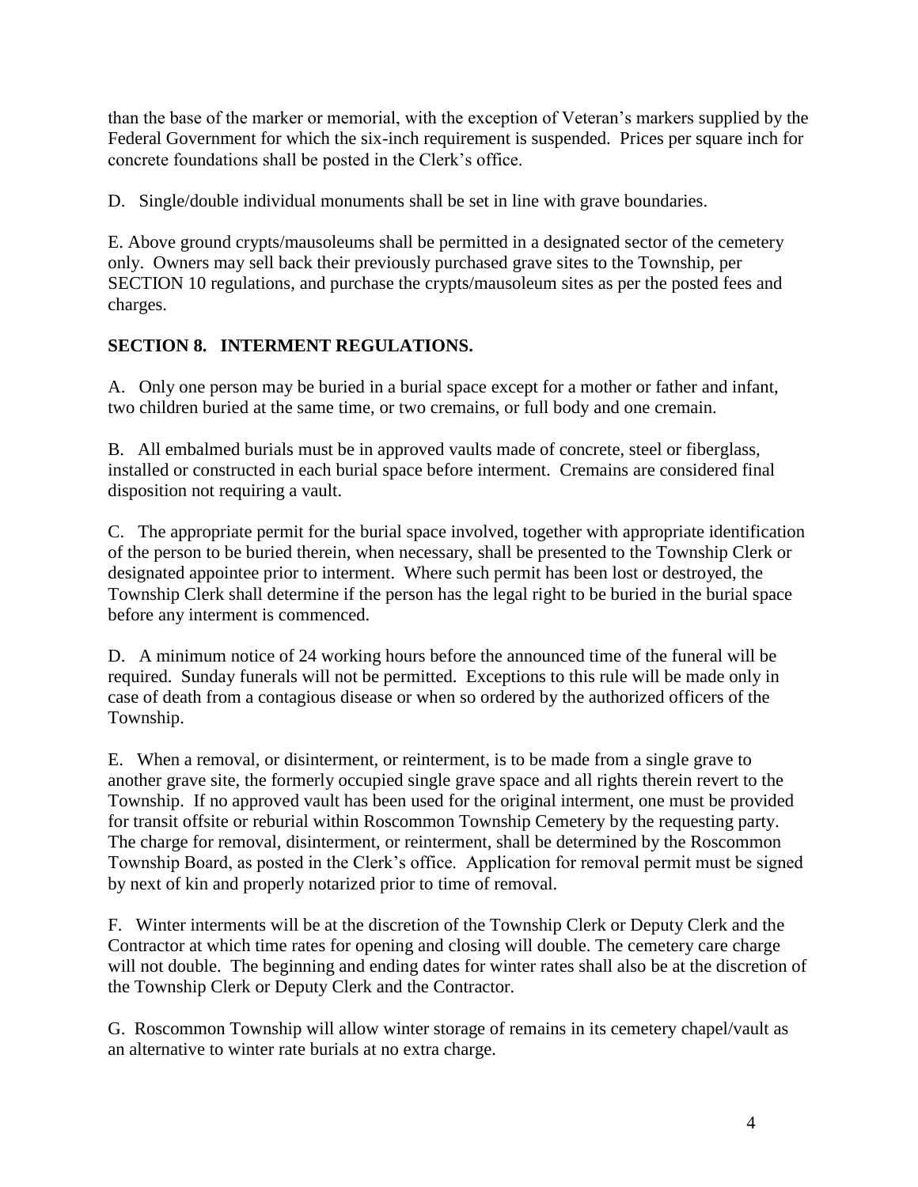than the base of the marker or memorial, with the exception of Veteran's markers supplied by the Federal Government for which the six-inch requirement is suspended. Prices per square inch for concrete foundations shall be posted in the Clerk's office.

D. Single/double individual monuments shall be set in line with grave boundaries.

E. Above ground crypts/mausoleums shall be permitted in a designated sector of the cemetery only. Owners may sell back their previously purchased grave sites to the Township, per SECTION 10 regulations, and purchase the crypts/mausoleum sites as per the posted fees and charges.

## SECTION 8. INTERMENT REGULATIONS.

A. Only one person may be buried in a burial space except for a mother or father and infant, two children buried at the same time, or two cremains, or full body and one cremain.

B. All embalmed burials must be in approved vaults made of concrete, steel or fiberglass, installed or constructed in each burial space before interment. Cremains are considered final disposition not requiring a vault.

C. The appropriate permit for the burial space involved, together with appropriate identification of the person to be buried therein, when necessary, shall be presented to the Township Clerk or designated appointee prior to interment. Where such permit has been lost or destroyed, the Township Clerk shall determine if the person has the legal right to be buried in the burial space before any interment is commenced.

D. A minimum notice of 24 working hours before the announced time of the funeral will be required. Sunday funerals will not be permitted. Exceptions to this rule will be made only in case of death from a contagious disease or when so ordered by the authorized officers of the Township.

E. When a removal, or disinterment, or reinterment, is to be made from a single grave to another grave site, the formerly occupied single grave space and all rights therein revert to the Township. If no approved vault has been used for the original interment, one must be provided for transit offsite or reburial within Roscommon Township Cemetery by the requesting party. The charge for removal, disinterment, or reinterment, shall be determined by the Roscommon Township Board, as posted in the Clerk's office. Application for removal permit must be signed by next of kin and properly notarized prior to time of removal.

F. Winter interments will be at the discretion of the Township Clerk or Deputy Clerk and the Contractor at which time rates for opening and closing will double. The cemetery care charge will not double. The beginning and ending dates for winter rates shall also be at the discretion of the Township Clerk or Deputy Clerk and the Contractor.

G. Roscommon Township will allow winter storage of remains in its cemetery chapel/vault as an alternative to winter rate burials at no extra charge.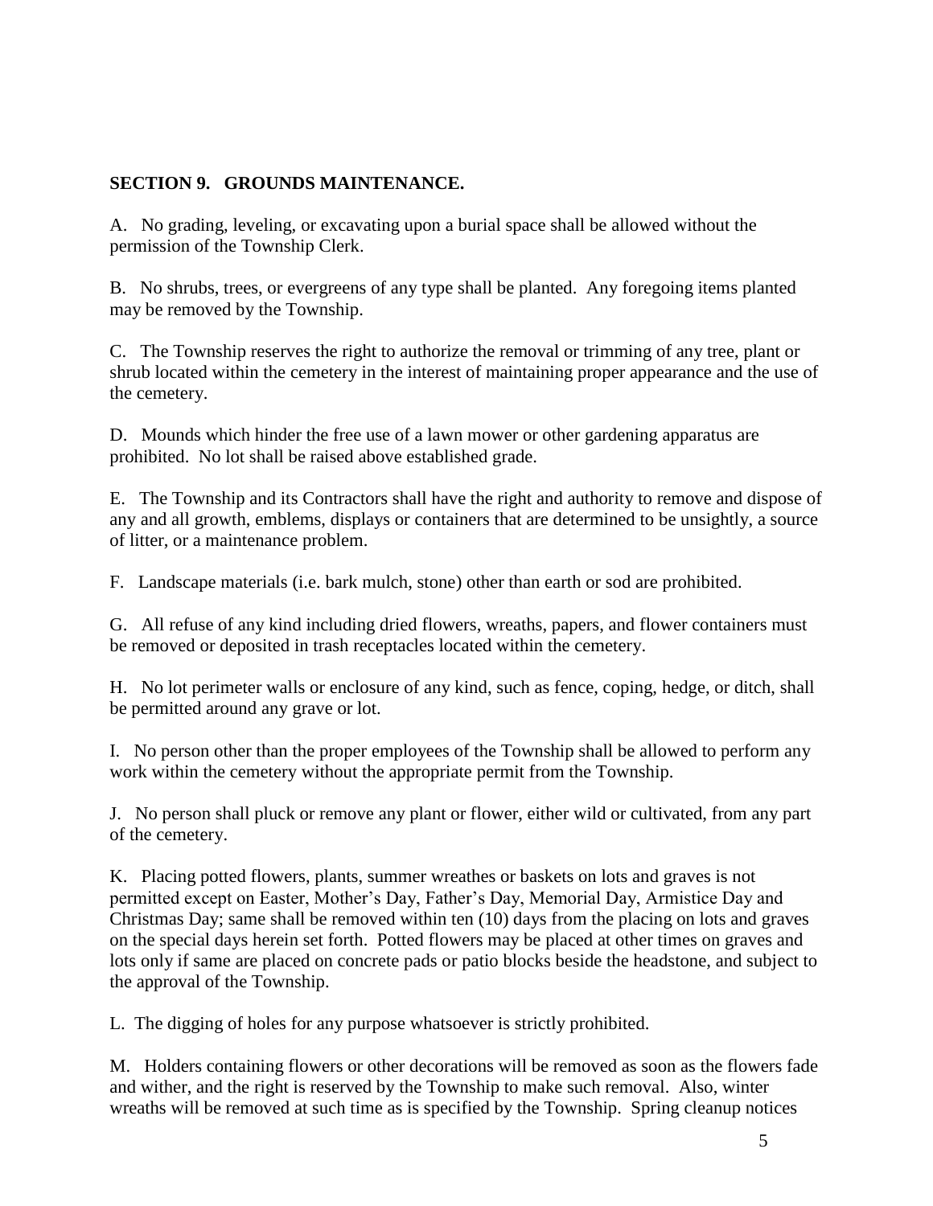**SECTION 9. GROUNDS MAINTENANCE.**

A. No grading, leveling, or excavating upon a burial space shall be allowed without the permission of the Township Clerk.

B. No shrubs, trees, or evergreens of any type shall be planted. Any foregoing items planted may be removed by the Township.

C. The Township reserves the right to authorize the removal or trimming of any tree, plant or shrub located within the cemetery in the interest of maintaining proper appearance and the use of the cemetery.

D. Mounds which hinder the free use of a lawn mower or other gardening apparatus are prohibited. No lot shall be raised above established grade.

E. The Township and its Contractors shall have the right and authority to remove and dispose of any and all growth, emblems, displays or containers that are determined to be unsightly, a source of litter, or a maintenance problem.

F. Landscape materials (i.e. bark mulch, stone) other than earth or sod are prohibited.

G. All refuse of any kind including dried flowers, wreaths, papers, and flower containers must be removed or deposited in trash receptacles located within the cemetery.

H. No lot perimeter walls or enclosure of any kind, such as fence, coping, hedge, or ditch, shall be permitted around any grave or lot.

I. No person other than the proper employees of the Township shall be allowed to perform any work within the cemetery without the appropriate permit from the Township.

J. No person shall pluck or remove any plant or flower, either wild or cultivated, from any part of the cemetery.

K. Placing potted flowers, plants, summer wreathes or baskets on lots and graves is not permitted except on Easter, Mother's Day, Father's Day, Memorial Day, Armistice Day and Christmas Day; same shall be removed within ten (10) days from the placing on lots and graves on the special days herein set forth. Potted flowers may be placed at other times on graves and lots only if same are placed on concrete pads or patio blocks beside the headstone, and subject to the approval of the Township.

L. The digging of holes for any purpose whatsoever is strictly prohibited.

M. Holders containing flowers or other decorations will be removed as soon as the flowers fade and wither, and the right is reserved by the Township to make such removal. Also, winter wreaths will be removed at such time as is specified by the Township. Spring cleanup notices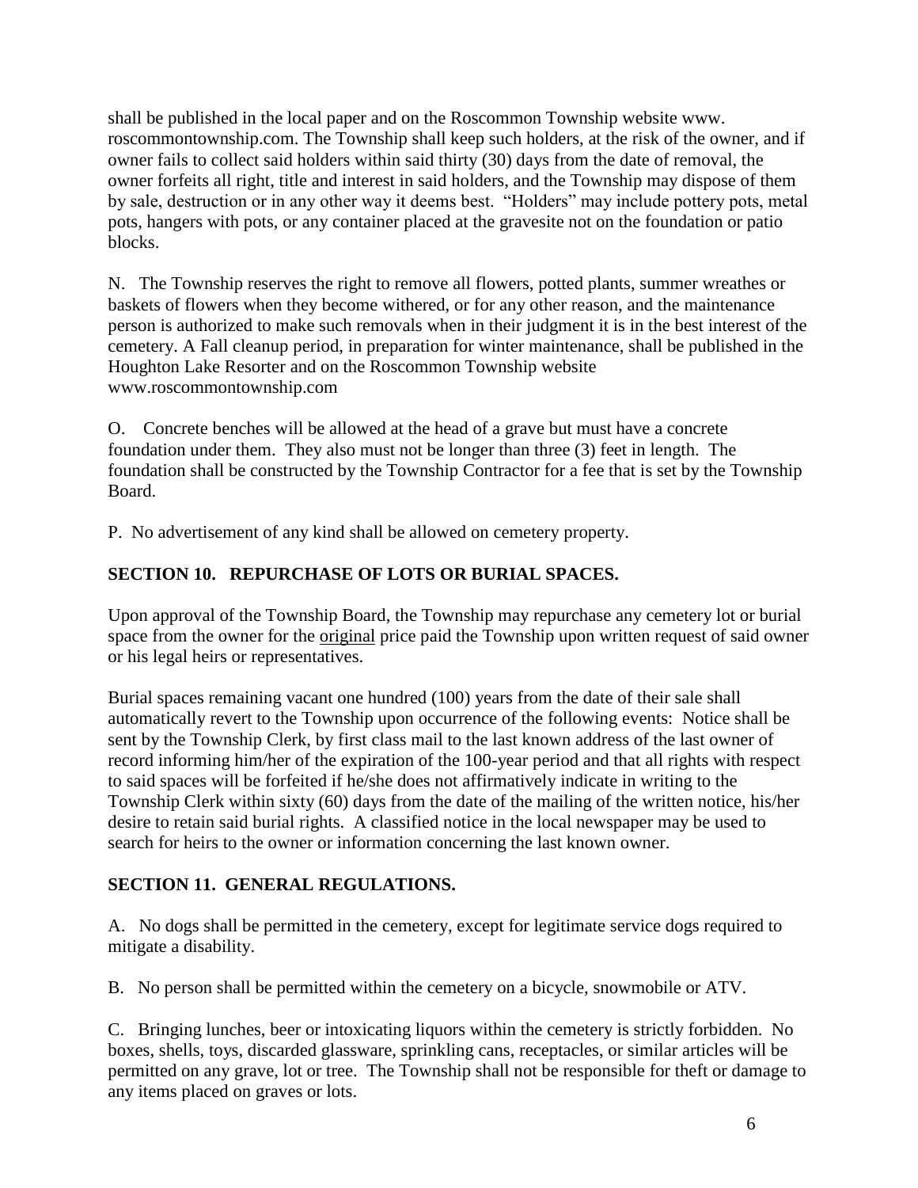shall be published in the local paper and on the Roscommon Township website www. roscommontownship.com. The Township shall keep such holders, at the risk of the owner, and if owner fails to collect said holders within said thirty (30) days from the date of removal, the owner forfeits all right, title and interest in said holders, and the Township may dispose of them by sale, destruction or in any other way it deems best. "Holders" may include pottery pots, metal pots, hangers with pots, or any container placed at the gravesite not on the foundation or patio blocks.

N. The Township reserves the right to remove all flowers, potted plants, summer wreathes or baskets of flowers when they become withered, or for any other reason, and the maintenance person is authorized to make such removals when in their judgment it is in the best interest of the cemetery. A Fall cleanup period, in preparation for winter maintenance, shall be published in the Houghton Lake Resorter and on the Roscommon Township website www.roscommontownship.com

O. Concrete benches will be allowed at the head of a grave but must have a concrete foundation under them. They also must not be longer than three (3) feet in length. The foundation shall be constructed by the Township Contractor for a fee that is set by the Township Board.

P. No advertisement of any kind shall be allowed on cemetery property.

## SECTION 10. REPURCHASE OF LOTS OR BURIAL SPACES.

Upon approval of the Township Board, the Township may repurchase any cemetery lot or burial space from the owner for the original price paid the Township upon written request of said owner or his legal heirs or representatives.

Burial spaces remaining vacant one hundred (100) years from the date of their sale shall automatically revert to the Township upon occurrence of the following events: Notice shall be sent by the Township Clerk, by first class mail to the last known address of the last owner of record informing him/her of the expiration of the 100-year period and that all rights with respect to said spaces will be forfeited if he/she does not affirmatively indicate in writing to the Township Clerk within sixty (60) days from the date of the mailing of the written notice, his/her desire to retain said burial rights. A classified notice in the local newspaper may be used to search for heirs to the owner or information concerning the last known owner.

## SECTION 11. GENERAL REGULATIONS.

A. No dogs shall be permitted in the cemetery, except for legitimate service dogs required to mitigate a disability.

B. No person shall be permitted within the cemetery on a bicycle, snowmobile or ATV.

C. Bringing lunches, beer or intoxicating liquors within the cemetery is strictly forbidden. No boxes, shells, toys, discarded glassware, sprinkling cans, receptacles, or similar articles will be permitted on any grave, lot or tree. The Township shall not be responsible for theft or damage to any items placed on graves or lots.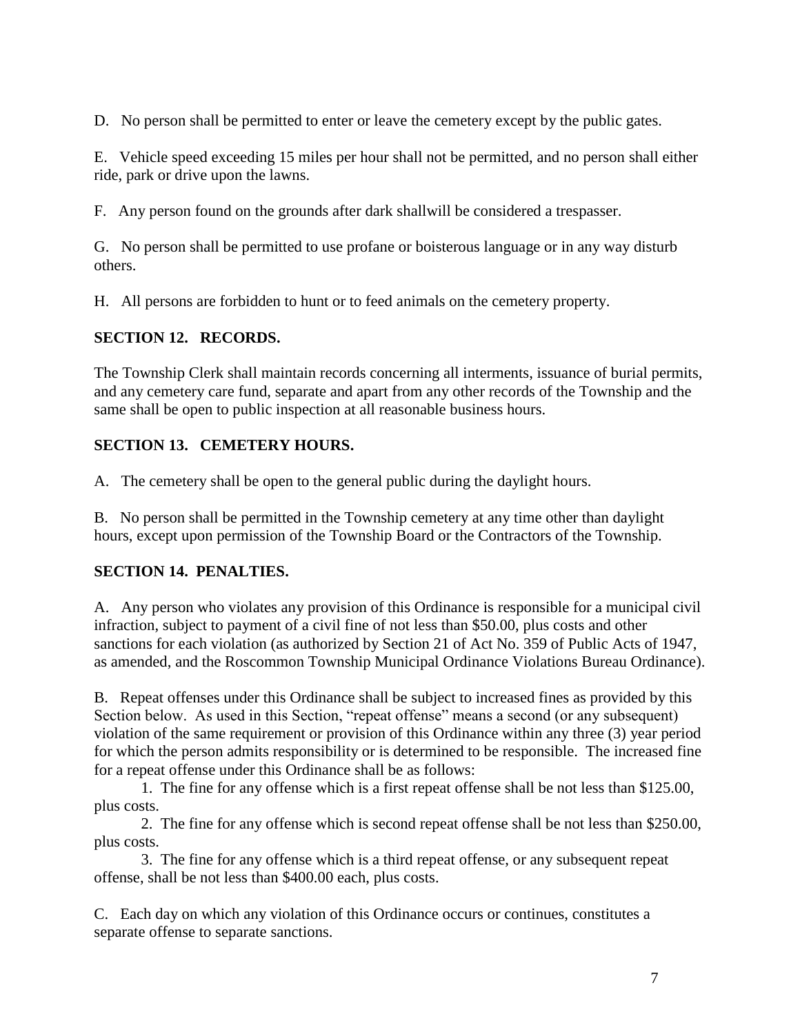D. No person shall be permitted to enter or leave the cemetery except by the public gates.

E. Vehicle speed exceeding 15 miles per hour shall not be permitted, and no person shall either ride, park or drive upon the lawns.

F. Any person found on the grounds after dark shallwill be considered a trespasser.

G. No person shall be permitted to use profane or boisterous language or in any way disturb others.

H. All persons are forbidden to hunt or to feed animals on the cemetery property.

## SECTION 12. RECORDS.

The Township Clerk shall maintain records concerning all interments, issuance of burial permits, and any cemetery care fund, separate and apart from any other records of the Township and the same shall be open to public inspection at all reasonable business hours.

## SECTION 13. CEMETERY HOURS.

A. The cemetery shall be open to the general public during the daylight hours.

B. No person shall be permitted in the Township cemetery at any time other than daylight hours, except upon permission of the Township Board or the Contractors of the Township.

## SECTION 14. PENALTIES.

A. Any person who violates any provision of this Ordinance is responsible for a municipal civil infraction, subject to payment of a civil fine of not less than $50.00, plus costs and other sanctions for each violation (as authorized by Section 21 of Act No. 359 of Public Acts of 1947, as amended, and the Roscommon Township Municipal Ordinance Violations Bureau Ordinance).

B. Repeat offenses under this Ordinance shall be subject to increased fines as provided by this Section below. As used in this Section, "repeat offense" means a second (or any subsequent) violation of the same requirement or provision of this Ordinance within any three (3) year period for which the person admits responsibility or is determined to be responsible. The increased fine for a repeat offense under this Ordinance shall be as follows:

1. The fine for any offense which is a first repeat offense shall be not less than $125.00, plus costs.

2. The fine for any offense which is second repeat offense shall be not less than $250.00, plus costs.

3. The fine for any offense which is a third repeat offense, or any subsequent repeat offense, shall be not less than $400.00 each, plus costs.

C. Each day on which any violation of this Ordinance occurs or continues, constitutes a separate offense to separate sanctions.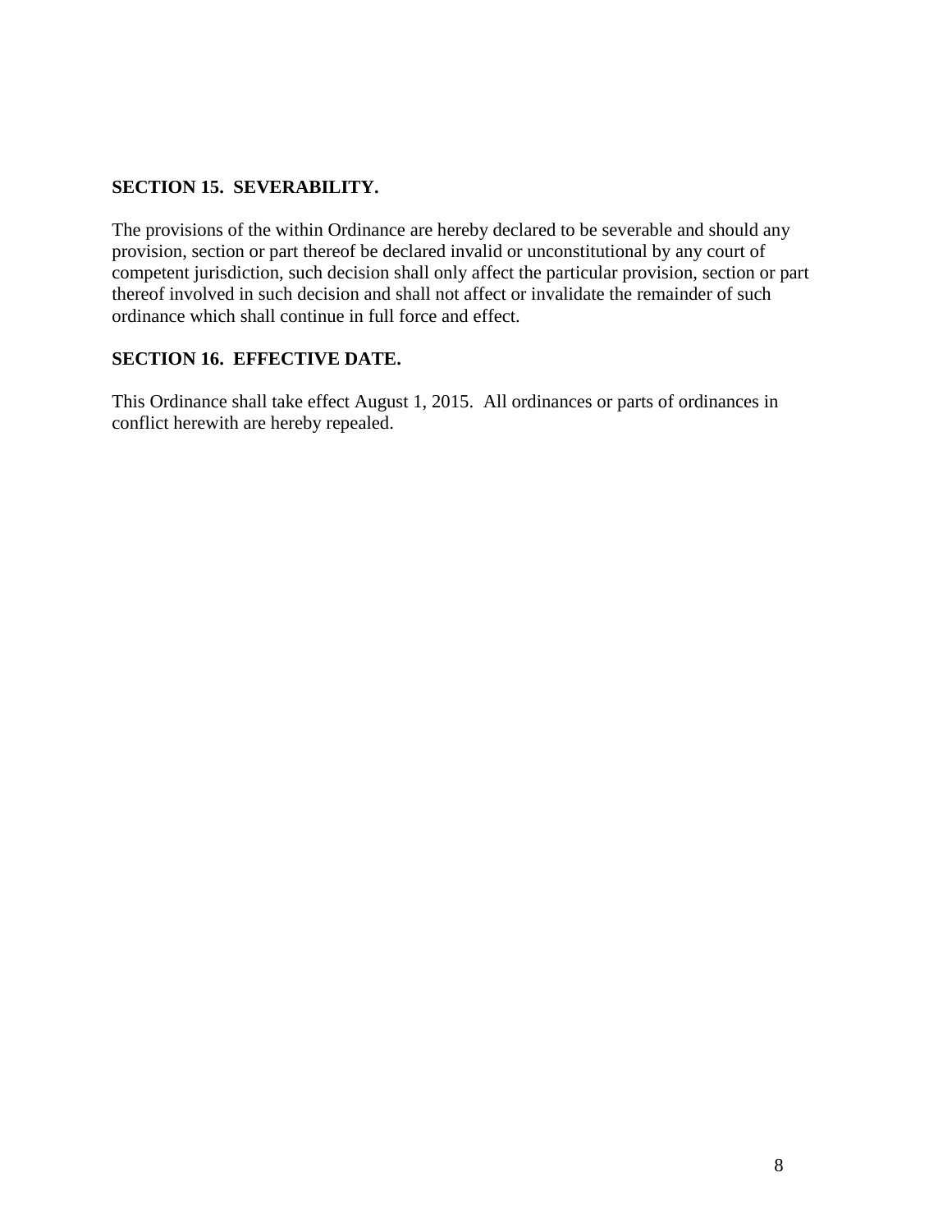**SECTION 15. SEVERABILITY.**

The provisions of the within Ordinance are hereby declared to be severable and should any provision, section or part thereof be declared invalid or unconstitutional by any court of competent jurisdiction, such decision shall only affect the particular provision, section or part thereof involved in such decision and shall not affect or invalidate the remainder of such ordinance which shall continue in full force and effect.

**SECTION 16. EFFECTIVE DATE.**

This Ordinance shall take effect August 1, 2015. All ordinances or parts of ordinances in conflict herewith are hereby repealed.